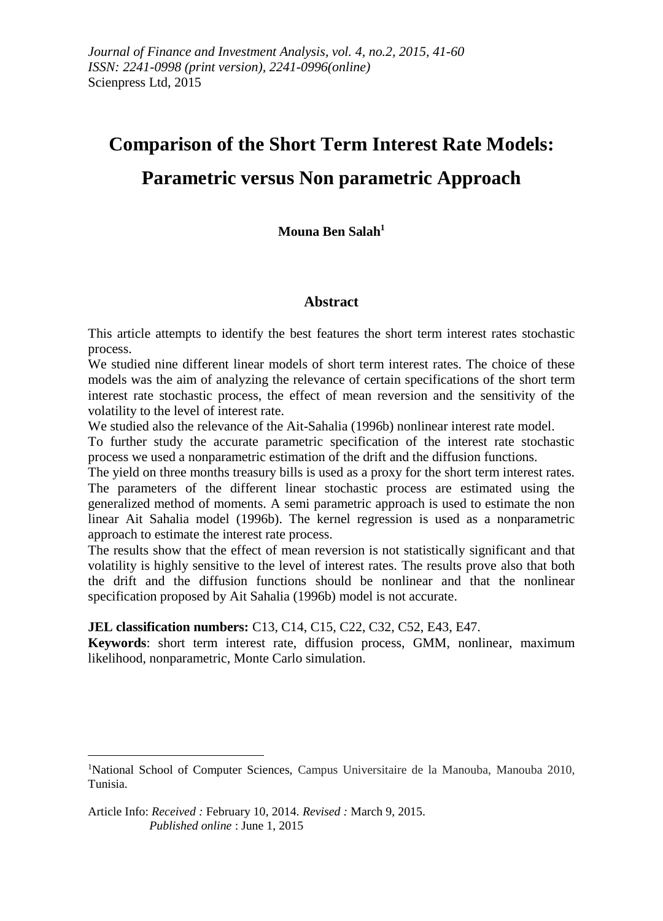*Journal of Finance and Investment Analysis, vol. 4, no.2, 2015, 41-60*
*ISSN: 2241-0998 (print version), 2241-0996(online)*
Scienpress Ltd, 2015

# Comparison of the Short Term Interest Rate Models: Parametric versus Non parametric Approach

**Mouna Ben Salah[1]**

## Abstract

This article attempts to identify the best features the short term interest rates stochastic process.

We studied nine different linear models of short term interest rates. The choice of these models was the aim of analyzing the relevance of certain specifications of the short term interest rate stochastic process, the effect of mean reversion and the sensitivity of the volatility to the level of interest rate.

We studied also the relevance of the Ait-Sahalia (1996b) nonlinear interest rate model.

To further study the accurate parametric specification of the interest rate stochastic process we used a nonparametric estimation of the drift and the diffusion functions.

The yield on three months treasury bills is used as a proxy for the short term interest rates. The parameters of the different linear stochastic process are estimated using the generalized method of moments. A semi parametric approach is used to estimate the non linear Ait Sahalia model (1996b). The kernel regression is used as a nonparametric approach to estimate the interest rate process.

The results show that the effect of mean reversion is not statistically significant and that volatility is highly sensitive to the level of interest rates. The results prove also that both the drift and the diffusion functions should be nonlinear and that the nonlinear specification proposed by Ait Sahalia (1996b) model is not accurate.

**JEL classification numbers:** C13, C14, C15, C22, C32, C52, E43, E47.

**Keywords**: short term interest rate, diffusion process, GMM, nonlinear, maximum likelihood, nonparametric, Monte Carlo simulation.

---

[1]National School of Computer Sciences, Campus Universitaire de la Manouba, Manouba 2010, Tunisia.

Article Info: *Received :* February 10, 2014. *Revised :* March 9, 2015.
*Published online* : June 1, 2015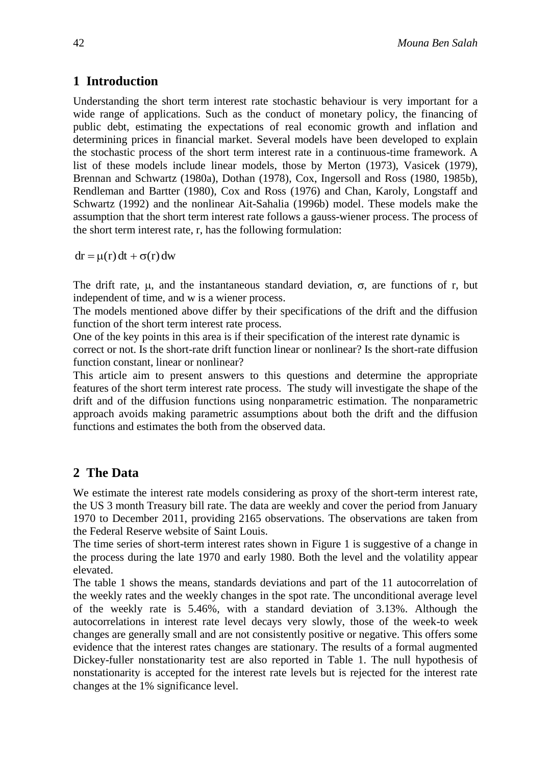## 1 Introduction

Understanding the short term interest rate stochastic behaviour is very important for a wide range of applications. Such as the conduct of monetary policy, the financing of public debt, estimating the expectations of real economic growth and inflation and determining prices in financial market. Several models have been developed to explain the stochastic process of the short term interest rate in a continuous-time framework. A list of these models include linear models, those by Merton (1973), Vasicek (1979), Brennan and Schwartz (1980a), Dothan (1978), Cox, Ingersoll and Ross (1980, 1985b), Rendleman and Bartter (1980), Cox and Ross (1976) and Chan, Karoly, Longstaff and Schwartz (1992) and the nonlinear Ait-Sahalia (1996b) model. These models make the assumption that the short term interest rate follows a gauss-wiener process. The process of the short term interest rate, r, has the following formulation:

$$dr = \mu(r)\,dt + \sigma(r)\,dw$$

The drift rate, $\mu$, and the instantaneous standard deviation, $\sigma$, are functions of r, but independent of time, and w is a wiener process.

The models mentioned above differ by their specifications of the drift and the diffusion function of the short term interest rate process.

One of the key points in this area is if their specification of the interest rate dynamic is correct or not. Is the short-rate drift function linear or nonlinear? Is the short-rate diffusion function constant, linear or nonlinear?

This article aim to present answers to this questions and determine the appropriate features of the short term interest rate process. The study will investigate the shape of the drift and of the diffusion functions using nonparametric estimation. The nonparametric approach avoids making parametric assumptions about both the drift and the diffusion functions and estimates the both from the observed data.

## 2 The Data

We estimate the interest rate models considering as proxy of the short-term interest rate, the US 3 month Treasury bill rate. The data are weekly and cover the period from January 1970 to December 2011, providing 2165 observations. The observations are taken from the Federal Reserve website of Saint Louis.

The time series of short-term interest rates shown in Figure 1 is suggestive of a change in the process during the late 1970 and early 1980. Both the level and the volatility appear elevated.

The table 1 shows the means, standards deviations and part of the 11 autocorrelation of the weekly rates and the weekly changes in the spot rate. The unconditional average level of the weekly rate is 5.46%, with a standard deviation of 3.13%. Although the autocorrelations in interest rate level decays very slowly, those of the week-to week changes are generally small and are not consistently positive or negative. This offers some evidence that the interest rates changes are stationary. The results of a formal augmented Dickey-fuller nonstationarity test are also reported in Table 1. The null hypothesis of nonstationarity is accepted for the interest rate levels but is rejected for the interest rate changes at the 1% significance level.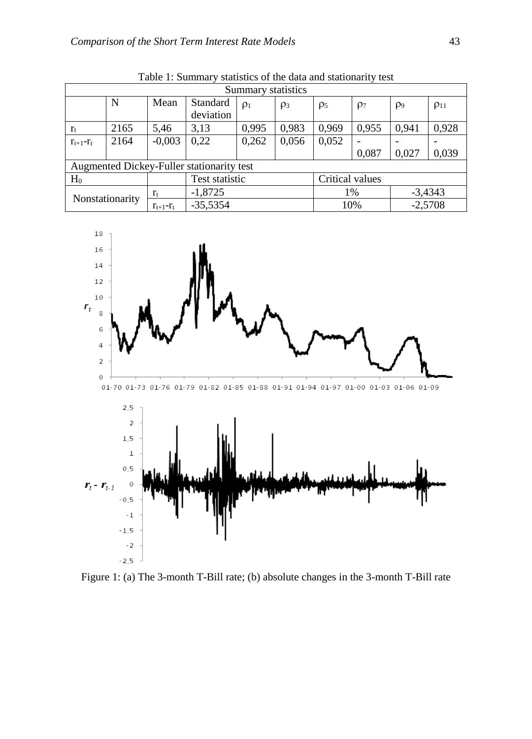Table 1: Summary statistics of the data and stationarity test

| Summary statistics | | | | | | | | | |
|---|---|---|---|---|---|---|---|---|---|
| | N | Mean | Standard deviation | $\rho_1$ | $\rho_3$ | $\rho_5$ | $\rho_7$ | $\rho_9$ | $\rho_{11}$ |
| $r_t$ | 2165 | 5,46 | 3,13 | 0,995 | 0,983 | 0,969 | 0,955 | 0,941 | 0,928 |
| $r_{t+1}-r_t$ | 2164 | -0,003 | 0,22 | 0,262 | 0,056 | 0,052 | -0,087 | -0,027 | -0,039 |
| **Augmented Dickey-Fuller stationarity test** | | | | | | | | | |
| $H_0$ | | | Test statistic | | | Critical values | | | |
| Nonstationarity | | $r_t$ | -1,8725 | | | 1% | | -3,4343 | |
| | | $r_{t+1}-r_t$ | -35,5354 | | | 10% | | -2,5708 | |

Figure 1: (a) The 3-month T-Bill rate; (b) absolute changes in the 3-month T-Bill rate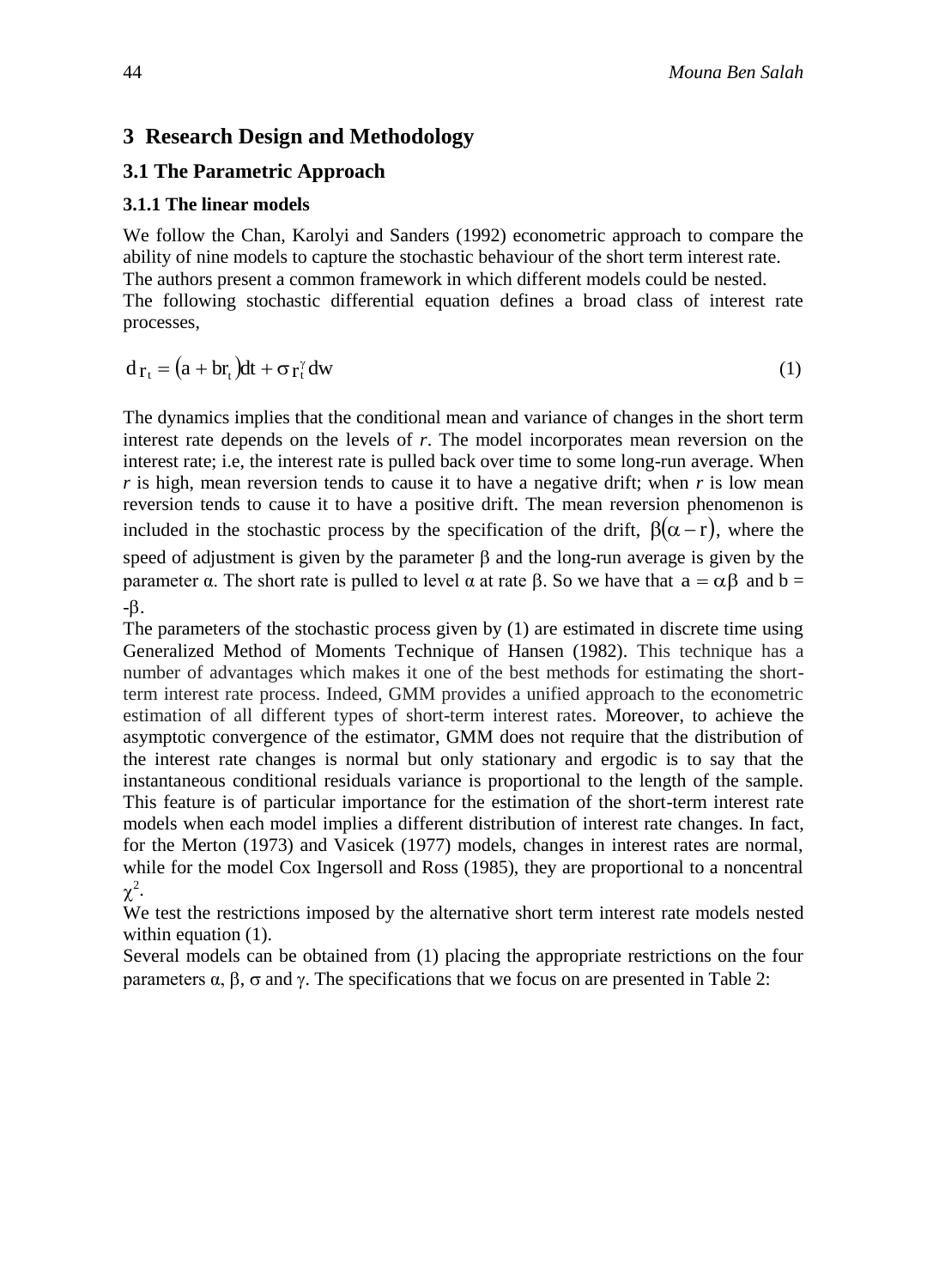## 3 Research Design and Methodology

### 3.1 The Parametric Approach

#### 3.1.1 The linear models

We follow the Chan, Karolyi and Sanders (1992) econometric approach to compare the ability of nine models to capture the stochastic behaviour of the short term interest rate. The authors present a common framework in which different models could be nested. The following stochastic differential equation defines a broad class of interest rate processes,

$$d\,r_t = (a + br_t)dt + \sigma r_t^{\gamma} dw \tag{1}$$

The dynamics implies that the conditional mean and variance of changes in the short term interest rate depends on the levels of *r*. The model incorporates mean reversion on the interest rate; i.e, the interest rate is pulled back over time to some long-run average. When *r* is high, mean reversion tends to cause it to have a negative drift; when *r* is low mean reversion tends to cause it to have a positive drift. The mean reversion phenomenon is included in the stochastic process by the specification of the drift, $\beta(\alpha - r)$, where the speed of adjustment is given by the parameter $\beta$ and the long-run average is given by the parameter $\alpha$. The short rate is pulled to level $\alpha$ at rate $\beta$. So we have that $a = \alpha\beta$ and $b = -\beta$.

The parameters of the stochastic process given by (1) are estimated in discrete time using Generalized Method of Moments Technique of Hansen (1982). This technique has a number of advantages which makes it one of the best methods for estimating the short-term interest rate process. Indeed, GMM provides a unified approach to the econometric estimation of all different types of short-term interest rates. Moreover, to achieve the asymptotic convergence of the estimator, GMM does not require that the distribution of the interest rate changes is normal but only stationary and ergodic is to say that the instantaneous conditional residuals variance is proportional to the length of the sample. This feature is of particular importance for the estimation of the short-term interest rate models when each model implies a different distribution of interest rate changes. In fact, for the Merton (1973) and Vasicek (1977) models, changes in interest rates are normal, while for the model Cox Ingersoll and Ross (1985), they are proportional to a noncentral $\chi^2$.

We test the restrictions imposed by the alternative short term interest rate models nested within equation (1).

Several models can be obtained from (1) placing the appropriate restrictions on the four parameters $\alpha$, $\beta$, $\sigma$ and $\gamma$. The specifications that we focus on are presented in Table 2: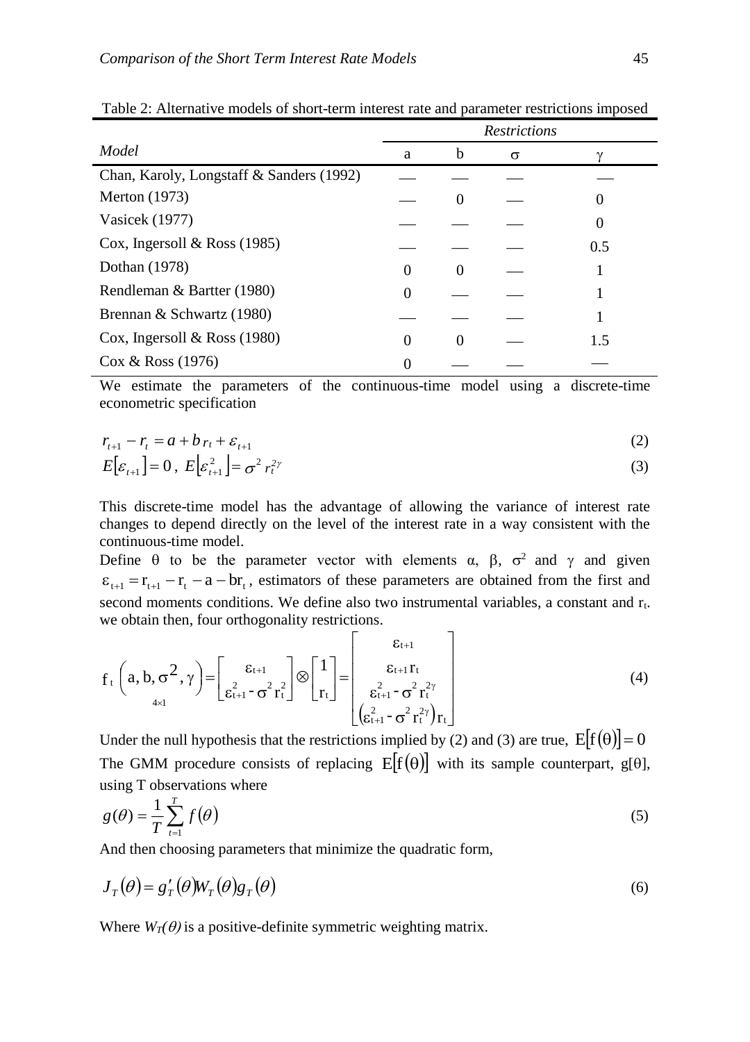Table 2: Alternative models of short-term interest rate and parameter restrictions imposed

| Model | Restrictions | | | |
|---|---|---|---|---|
| | a | b | σ | γ |
| Chan, Karoly, Longstaff & Sanders (1992) | — | — | — | — |
| Merton (1973) | — | 0 | — | 0 |
| Vasicek (1977) | — | — | — | 0 |
| Cox, Ingersoll & Ross (1985) | — | — | — | 0.5 |
| Dothan (1978) | 0 | 0 | — | 1 |
| Rendleman & Bartter (1980) | 0 | — | — | 1 |
| Brennan & Schwartz (1980) | — | — | — | 1 |
| Cox, Ingersoll & Ross (1980) | 0 | 0 | — | 1.5 |
| Cox & Ross (1976) | 0 | — | — | — |

We estimate the parameters of the continuous-time model using a discrete-time econometric specification

$$r_{t+1} - r_t = a + b\, r_t + \varepsilon_{t+1} \tag{2}$$

$$E[\varepsilon_{t+1}] = 0\,,\ E\left[\varepsilon_{t+1}^2\right] = \sigma^2\, r_t^{2\gamma} \tag{3}$$

This discrete-time model has the advantage of allowing the variance of interest rate changes to depend directly on the level of the interest rate in a way consistent with the continuous-time model.

Define θ to be the parameter vector with elements α, β, $\sigma^2$ and γ and given $\varepsilon_{t+1} = r_{t+1} - r_t - a - br_t$, estimators of these parameters are obtained from the first and second moments conditions. We define also two instrumental variables, a constant and $r_t$. we obtain then, four orthogonality restrictions.

$$\underset{4\times 1}{f_t\left(a, b, \sigma^2, \gamma\right)} = \begin{bmatrix} \varepsilon_{t+1} \\ \varepsilon_{t+1}^2 - \sigma^2 r_t^2 \end{bmatrix} \otimes \begin{bmatrix} 1 \\ r_t \end{bmatrix} = \begin{bmatrix} \varepsilon_{t+1} \\ \varepsilon_{t+1} r_t \\ \varepsilon_{t+1}^2 - \sigma^2 r_t^{2\gamma} \\ \left(\varepsilon_{t+1}^2 - \sigma^2 r_t^{2\gamma}\right) r_t \end{bmatrix} \tag{4}$$

Under the null hypothesis that the restrictions implied by (2) and (3) are true, $E[f(\theta)] = 0$
The GMM procedure consists of replacing $E[f(\theta)]$ with its sample counterpart, g[θ], using T observations where

$$g(\theta) = \frac{1}{T} \sum_{t=1}^{T} f(\theta) \tag{5}$$

And then choosing parameters that minimize the quadratic form,

$$J_T(\theta) = g_T'(\theta) W_T(\theta) g_T(\theta) \tag{6}$$

Where $W_T(\theta)$ is a positive-definite symmetric weighting matrix.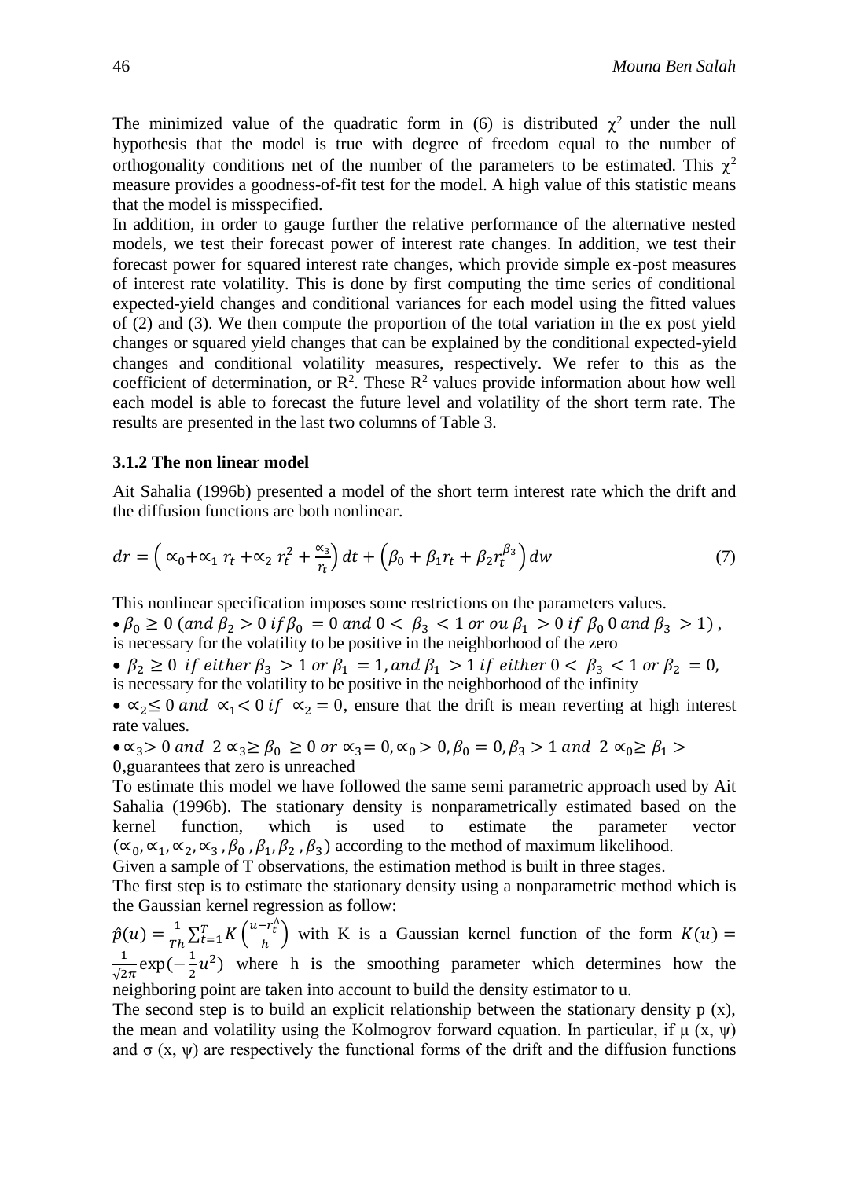The minimized value of the quadratic form in (6) is distributed $\chi^2$ under the null hypothesis that the model is true with degree of freedom equal to the number of orthogonality conditions net of the number of the parameters to be estimated. This $\chi^2$ measure provides a goodness-of-fit test for the model. A high value of this statistic means that the model is misspecified.

In addition, in order to gauge further the relative performance of the alternative nested models, we test their forecast power of interest rate changes. In addition, we test their forecast power for squared interest rate changes, which provide simple ex-post measures of interest rate volatility. This is done by first computing the time series of conditional expected-yield changes and conditional variances for each model using the fitted values of (2) and (3). We then compute the proportion of the total variation in the ex post yield changes or squared yield changes that can be explained by the conditional expected-yield changes and conditional volatility measures, respectively. We refer to this as the coefficient of determination, or $R^2$. These $R^2$ values provide information about how well each model is able to forecast the future level and volatility of the short term rate. The results are presented in the last two columns of Table 3.

### 3.1.2 The non linear model

Ait Sahalia (1996b) presented a model of the short term interest rate which the drift and the diffusion functions are both nonlinear.

$$dr = \left( \alpha_0 + \alpha_1 r_t + \alpha_2 r_t^2 + \frac{\alpha_3}{r_t} \right) dt + \left( \beta_0 + \beta_1 r_t + \beta_2 r_t^{\beta_3} \right) dw \tag{7}$$

This nonlinear specification imposes some restrictions on the parameters values.

- $\beta_0 \geq 0$ $(and\ \beta_2 > 0\ if\ \beta_0 = 0\ and\ 0 < \beta_3 < 1\ or\ ou\ \beta_1 > 0\ if\ \beta_0\ 0\ and\ \beta_3 > 1)$, is necessary for the volatility to be positive in the neighborhood of the zero
- $\beta_2 \geq 0\ if\ either\ \beta_3 > 1\ or\ \beta_1 = 1, and\ \beta_1 > 1\ if\ either\ 0 < \beta_3 < 1\ or\ \beta_2 = 0,$ is necessary for the volatility to be positive in the neighborhood of the infinity
- $\alpha_2 \leq 0\ and\ \alpha_1 < 0\ if\ \alpha_2 = 0$, ensure that the drift is mean reverting at high interest rate values.
- $\alpha_3 > 0\ and\ 2\alpha_3 \geq \beta_0 \geq 0\ or\ \alpha_3 = 0, \alpha_0 > 0, \beta_0 = 0, \beta_3 > 1\ and\ 2\alpha_0 \geq \beta_1 > 0$, guarantees that zero is unreached

To estimate this model we have followed the same semi parametric approach used by Ait Sahalia (1996b). The stationary density is nonparametrically estimated based on the kernel function, which is used to estimate the parameter vector $(\alpha_0, \alpha_1, \alpha_2, \alpha_3, \beta_0, \beta_1, \beta_2, \beta_3)$ according to the method of maximum likelihood.

Given a sample of T observations, the estimation method is built in three stages.

The first step is to estimate the stationary density using a nonparametric method which is the Gaussian kernel regression as follow:

$\hat{p}(u) = \frac{1}{Th} \sum_{t=1}^{T} K\left(\frac{u - r_t^{\Delta}}{h}\right)$ with K is a Gaussian kernel function of the form $K(u) = \frac{1}{\sqrt{2\pi}} \exp(-\frac{1}{2}u^2)$ where h is the smoothing parameter which determines how the neighboring point are taken into account to build the density estimator to u.

The second step is to build an explicit relationship between the stationary density p (x), the mean and volatility using the Kolmogrov forward equation. In particular, if $\mu(x, \psi)$ and $\sigma(x, \psi)$ are respectively the functional forms of the drift and the diffusion functions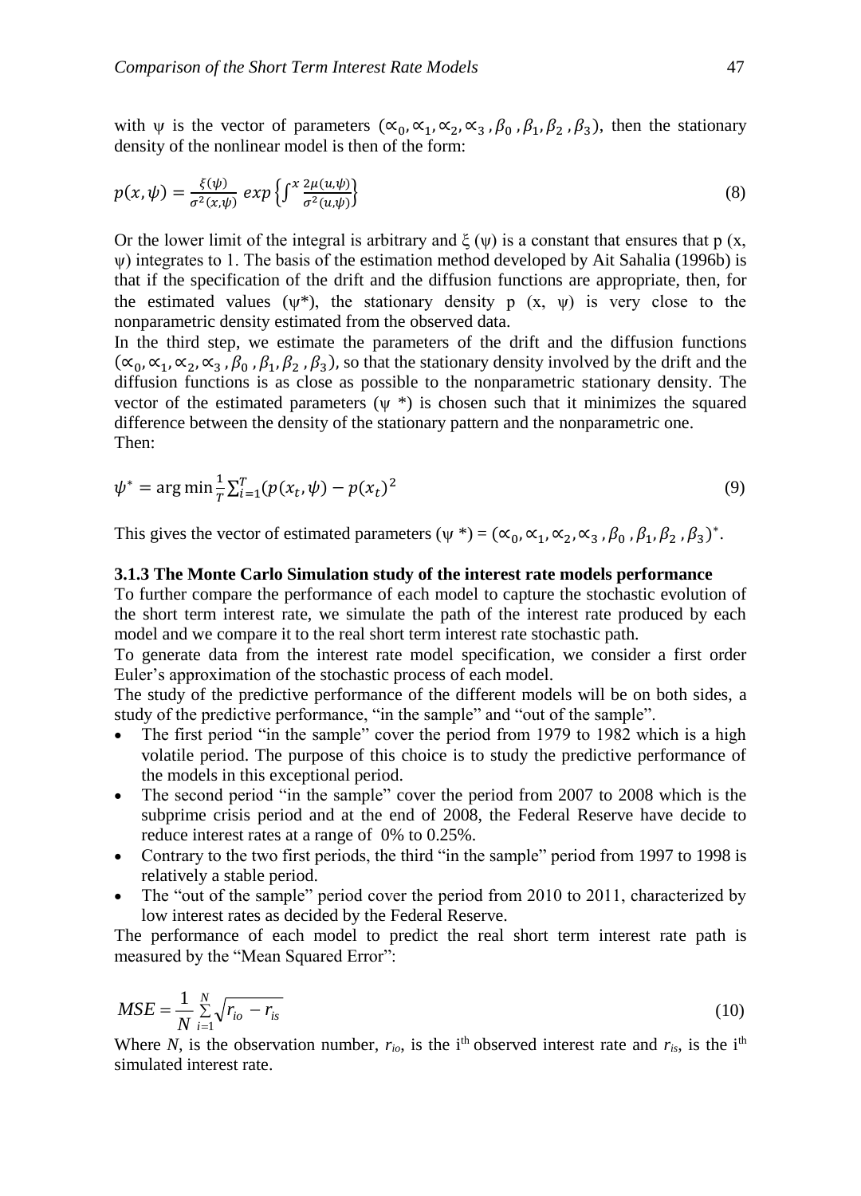with ψ is the vector of parameters $(\propto_0, \propto_1, \propto_2, \propto_3, \beta_0, \beta_1, \beta_2, \beta_3)$, then the stationary density of the nonlinear model is then of the form:

$$p(x,\psi) = \frac{\xi(\psi)}{\sigma^2(x,\psi)} \, exp\left\{\int^x \frac{2\mu(u,\psi)}{\sigma^2(u,\psi)}\right\} \tag{8}$$

Or the lower limit of the integral is arbitrary and ξ (ψ) is a constant that ensures that p (x, ψ) integrates to 1. The basis of the estimation method developed by Ait Sahalia (1996b) is that if the specification of the drift and the diffusion functions are appropriate, then, for the estimated values (ψ*), the stationary density p (x, ψ) is very close to the nonparametric density estimated from the observed data.

In the third step, we estimate the parameters of the drift and the diffusion functions $(\propto_0, \propto_1, \propto_2, \propto_3, \beta_0, \beta_1, \beta_2, \beta_3)$, so that the stationary density involved by the drift and the diffusion functions is as close as possible to the nonparametric stationary density. The vector of the estimated parameters (ψ *) is chosen such that it minimizes the squared difference between the density of the stationary pattern and the nonparametric one.

Then:

$$\psi^* = \arg\min \frac{1}{T}\sum_{i=1}^{T}(p(x_t,\psi) - p(x_t)^2 \tag{9}$$

This gives the vector of estimated parameters (ψ *) = $(\propto_0, \propto_1, \propto_2, \propto_3, \beta_0, \beta_1, \beta_2, \beta_3)^*$.

### 3.1.3 The Monte Carlo Simulation study of the interest rate models performance

To further compare the performance of each model to capture the stochastic evolution of the short term interest rate, we simulate the path of the interest rate produced by each model and we compare it to the real short term interest rate stochastic path.

To generate data from the interest rate model specification, we consider a first order Euler's approximation of the stochastic process of each model.

The study of the predictive performance of the different models will be on both sides, a study of the predictive performance, "in the sample" and "out of the sample".

- The first period "in the sample" cover the period from 1979 to 1982 which is a high volatile period. The purpose of this choice is to study the predictive performance of the models in this exceptional period.
- The second period "in the sample" cover the period from 2007 to 2008 which is the subprime crisis period and at the end of 2008, the Federal Reserve have decide to reduce interest rates at a range of 0% to 0.25%.
- Contrary to the two first periods, the third "in the sample" period from 1997 to 1998 is relatively a stable period.
- The "out of the sample" period cover the period from 2010 to 2011, characterized by low interest rates as decided by the Federal Reserve.

The performance of each model to predict the real short term interest rate path is measured by the "Mean Squared Error":

$$MSE = \frac{1}{N}\sum_{i=1}^{N}\sqrt{r_{io} - r_{is}} \tag{10}$$

Where *N*, is the observation number, $r_{io}$, is the i[th] observed interest rate and $r_{is}$, is the i[th] simulated interest rate.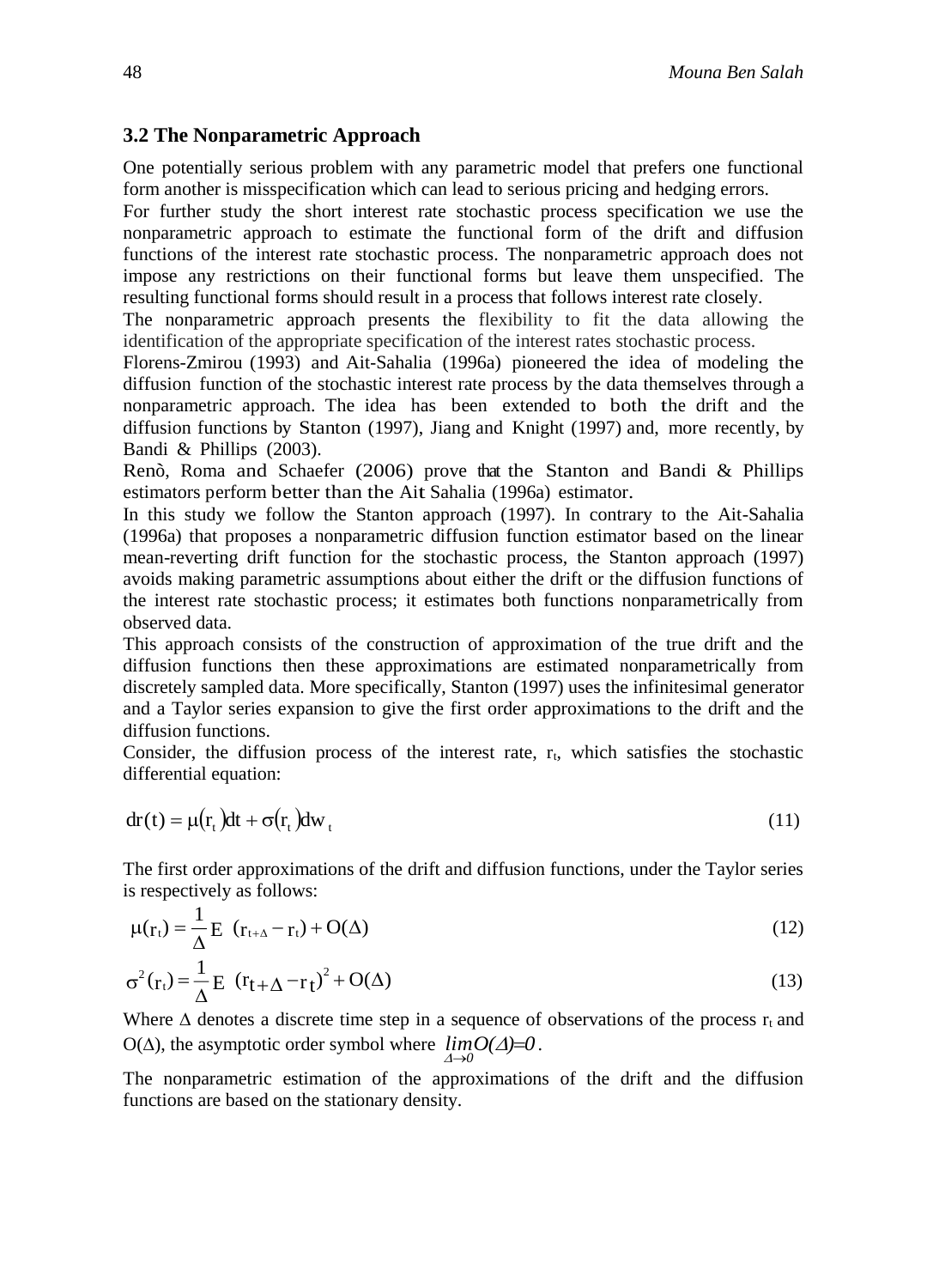### 3.2 The Nonparametric Approach

One potentially serious problem with any parametric model that prefers one functional form another is misspecification which can lead to serious pricing and hedging errors.

For further study the short interest rate stochastic process specification we use the nonparametric approach to estimate the functional form of the drift and diffusion functions of the interest rate stochastic process. The nonparametric approach does not impose any restrictions on their functional forms but leave them unspecified. The resulting functional forms should result in a process that follows interest rate closely.

The nonparametric approach presents the flexibility to fit the data allowing the identification of the appropriate specification of the interest rates stochastic process.

Florens-Zmirou (1993) and Ait-Sahalia (1996a) pioneered the idea of modeling the diffusion function of the stochastic interest rate process by the data themselves through a nonparametric approach. The idea has been extended to both the drift and the diffusion functions by Stanton (1997), Jiang and Knight (1997) and, more recently, by Bandi & Phillips (2003).

Renò, Roma and Schaefer (2006) prove that the Stanton and Bandi & Phillips estimators perform better than the Ait Sahalia (1996a) estimator.

In this study we follow the Stanton approach (1997). In contrary to the Ait-Sahalia (1996a) that proposes a nonparametric diffusion function estimator based on the linear mean-reverting drift function for the stochastic process, the Stanton approach (1997) avoids making parametric assumptions about either the drift or the diffusion functions of the interest rate stochastic process; it estimates both functions nonparametrically from observed data.

This approach consists of the construction of approximation of the true drift and the diffusion functions then these approximations are estimated nonparametrically from discretely sampled data. More specifically, Stanton (1997) uses the infinitesimal generator and a Taylor series expansion to give the first order approximations to the drift and the diffusion functions.

Consider, the diffusion process of the interest rate, $r_t$, which satisfies the stochastic differential equation:

$$dr(t) = \mu(r_t)dt + \sigma(r_t)dw_t \tag{11}$$

The first order approximations of the drift and diffusion functions, under the Taylor series is respectively as follows:

$$\mu(r_t) = \frac{1}{\Delta}E\ (r_{t+\Delta} - r_t) + O(\Delta) \tag{12}$$

$$\sigma^2(r_t) = \frac{1}{\Delta}E\ (r_{t+\Delta} - r_t)^2 + O(\Delta) \tag{13}$$

Where $\Delta$ denotes a discrete time step in a sequence of observations of the process $r_t$ and $O(\Delta)$, the asymptotic order symbol where $\lim_{\Delta \to 0} O(\Delta) = 0$.

The nonparametric estimation of the approximations of the drift and the diffusion functions are based on the stationary density.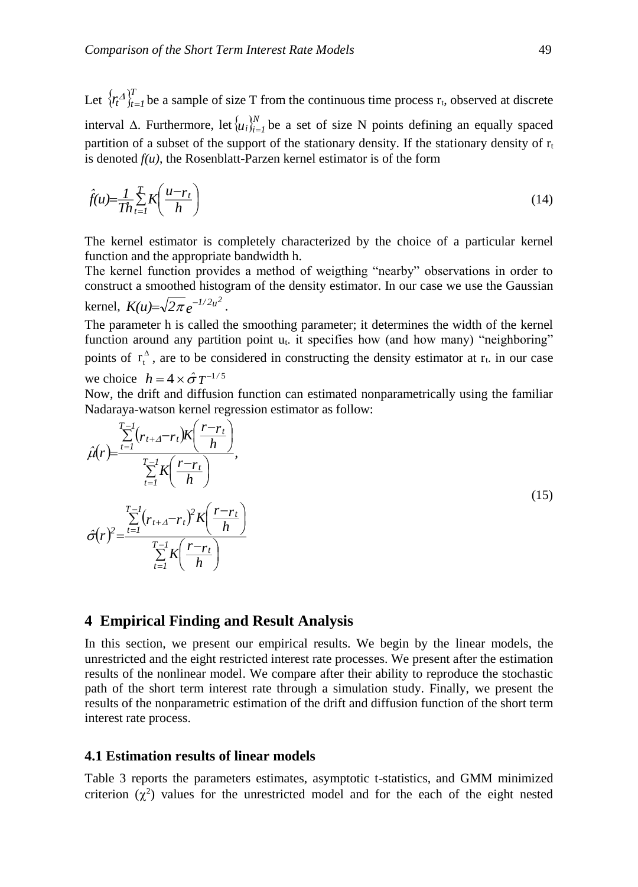Let $\{r_{t\Delta}\}_{t=1}^{T}$ be a sample of size T from the continuous time process $r_t$, observed at discrete interval $\Delta$. Furthermore, let $\{u_i\}_{i=1}^{N}$ be a set of size N points defining an equally spaced partition of a subset of the support of the stationary density. If the stationary density of $r_t$ is denoted *f(u)*, the Rosenblatt-Parzen kernel estimator is of the form

$$\hat{f}(u) = \frac{1}{Th}\sum_{t=1}^{T} K\left(\frac{u - r_t}{h}\right) \tag{14}$$

The kernel estimator is completely characterized by the choice of a particular kernel function and the appropriate bandwidth h.

The kernel function provides a method of weigthing "nearby" observations in order to construct a smoothed histogram of the density estimator. In our case we use the Gaussian kernel, $K(u) = \sqrt{2\pi}e^{-1/2u^2}$.

The parameter h is called the smoothing parameter; it determines the width of the kernel function around any partition point $u_t$. it specifies how (and how many) "neighboring" points of $r_t^{\Delta}$, are to be considered in constructing the density estimator at $r_t$. in our case we choice $h = 4 \times \hat{\sigma} T^{-1/5}$

Now, the drift and diffusion function can estimated nonparametrically using the familiar Nadaraya-watson kernel regression estimator as follow:

$$\hat{\mu}(r) = \frac{\sum_{t=1}^{T-1}(r_{t+\Delta} - r_t)K\left(\frac{r - r_t}{h}\right)}{\sum_{t=1}^{T-1}K\left(\frac{r - r_t}{h}\right)},$$

$$\hat{\sigma}(r)^2 = \frac{\sum_{t=1}^{T-1}(r_{t+\Delta} - r_t)^2 K\left(\frac{r - r_t}{h}\right)}{\sum_{t=1}^{T-1}K\left(\frac{r - r_t}{h}\right)} \tag{15}$$

## 4 Empirical Finding and Result Analysis

In this section, we present our empirical results. We begin by the linear models, the unrestricted and the eight restricted interest rate processes. We present after the estimation results of the nonlinear model. We compare after their ability to reproduce the stochastic path of the short term interest rate through a simulation study. Finally, we present the results of the nonparametric estimation of the drift and diffusion function of the short term interest rate process.

### 4.1 Estimation results of linear models

Table 3 reports the parameters estimates, asymptotic t-statistics, and GMM minimized criterion ($\chi^2$) values for the unrestricted model and for the each of the eight nested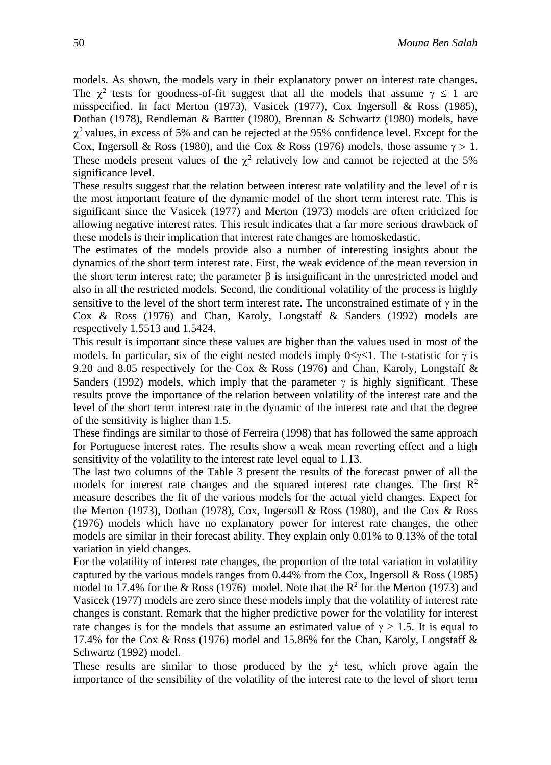models. As shown, the models vary in their explanatory power on interest rate changes. The $\chi^2$ tests for goodness-of-fit suggest that all the models that assume $\gamma \leq 1$ are misspecified. In fact Merton (1973), Vasicek (1977), Cox Ingersoll & Ross (1985), Dothan (1978), Rendleman & Bartter (1980), Brennan & Schwartz (1980) models, have $\chi^2$ values, in excess of 5% and can be rejected at the 95% confidence level. Except for the Cox, Ingersoll & Ross (1980), and the Cox & Ross (1976) models, those assume $\gamma > 1$. These models present values of the $\chi^2$ relatively low and cannot be rejected at the 5% significance level.

These results suggest that the relation between interest rate volatility and the level of r is the most important feature of the dynamic model of the short term interest rate. This is significant since the Vasicek (1977) and Merton (1973) models are often criticized for allowing negative interest rates. This result indicates that a far more serious drawback of these models is their implication that interest rate changes are homoskedastic.

The estimates of the models provide also a number of interesting insights about the dynamics of the short term interest rate. First, the weak evidence of the mean reversion in the short term interest rate; the parameter $\beta$ is insignificant in the unrestricted model and also in all the restricted models. Second, the conditional volatility of the process is highly sensitive to the level of the short term interest rate. The unconstrained estimate of $\gamma$ in the Cox & Ross (1976) and Chan, Karoly, Longstaff & Sanders (1992) models are respectively 1.5513 and 1.5424.

This result is important since these values are higher than the values used in most of the models. In particular, six of the eight nested models imply $0 \leq \gamma \leq 1$. The t-statistic for $\gamma$ is 9.20 and 8.05 respectively for the Cox & Ross (1976) and Chan, Karoly, Longstaff & Sanders (1992) models, which imply that the parameter $\gamma$ is highly significant. These results prove the importance of the relation between volatility of the interest rate and the level of the short term interest rate in the dynamic of the interest rate and that the degree of the sensitivity is higher than 1.5.

These findings are similar to those of Ferreira (1998) that has followed the same approach for Portuguese interest rates. The results show a weak mean reverting effect and a high sensitivity of the volatility to the interest rate level equal to 1.13.

The last two columns of the Table 3 present the results of the forecast power of all the models for interest rate changes and the squared interest rate changes. The first $R^2$ measure describes the fit of the various models for the actual yield changes. Expect for the Merton (1973), Dothan (1978), Cox, Ingersoll & Ross (1980), and the Cox & Ross (1976) models which have no explanatory power for interest rate changes, the other models are similar in their forecast ability. They explain only 0.01% to 0.13% of the total variation in yield changes.

For the volatility of interest rate changes, the proportion of the total variation in volatility captured by the various models ranges from 0.44% from the Cox, Ingersoll & Ross (1985) model to 17.4% for the & Ross (1976) model. Note that the $R^2$ for the Merton (1973) and Vasicek (1977) models are zero since these models imply that the volatility of interest rate changes is constant. Remark that the higher predictive power for the volatility for interest rate changes is for the models that assume an estimated value of $\gamma \geq 1.5$. It is equal to 17.4% for the Cox & Ross (1976) model and 15.86% for the Chan, Karoly, Longstaff & Schwartz (1992) model.

These results are similar to those produced by the $\chi^2$ test, which prove again the importance of the sensibility of the volatility of the interest rate to the level of short term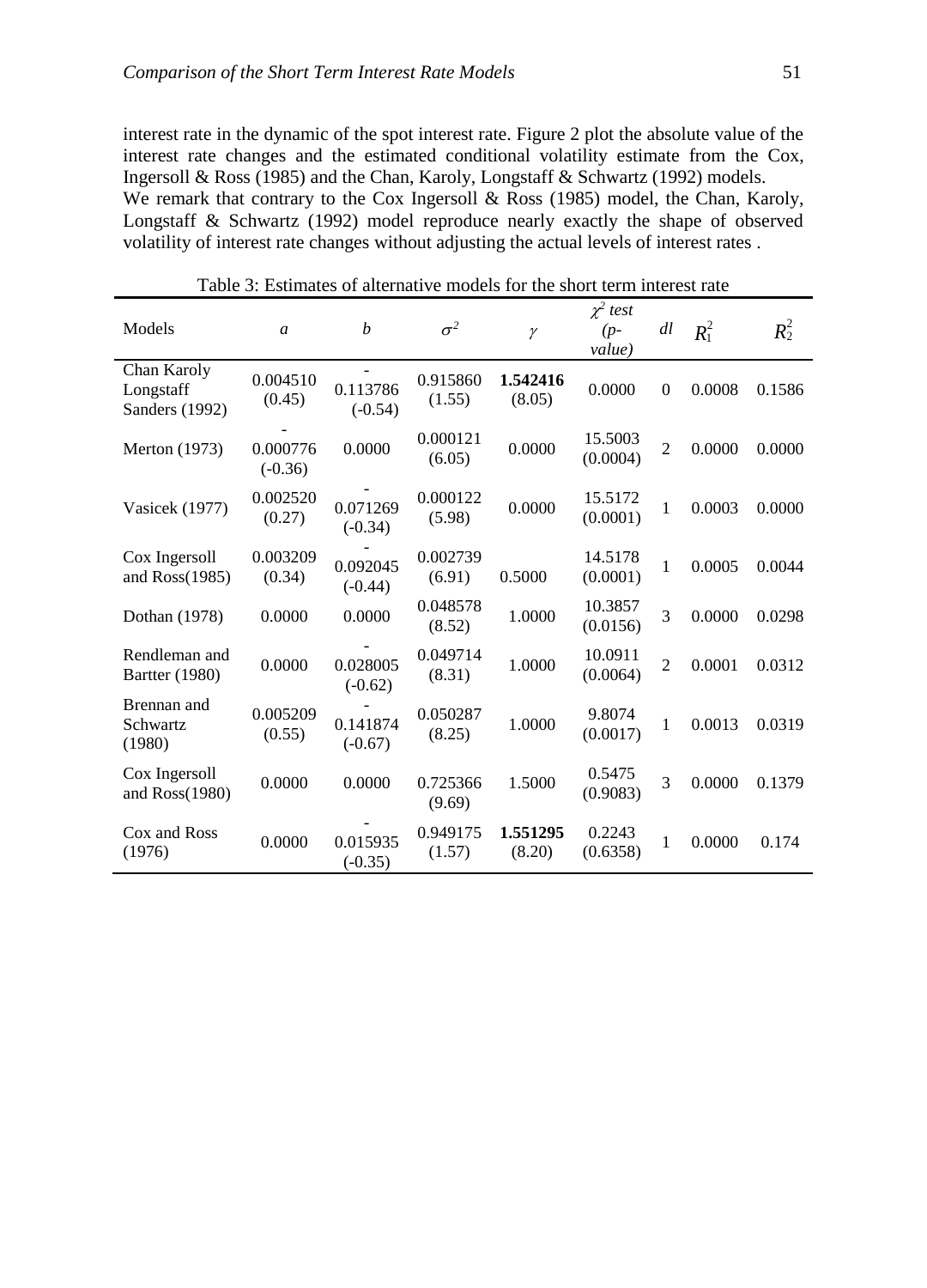interest rate in the dynamic of the spot interest rate. Figure 2 plot the absolute value of the interest rate changes and the estimated conditional volatility estimate from the Cox, Ingersoll & Ross (1985) and the Chan, Karoly, Longstaff & Schwartz (1992) models. We remark that contrary to the Cox Ingersoll & Ross (1985) model, the Chan, Karoly, Longstaff & Schwartz (1992) model reproduce nearly exactly the shape of observed volatility of interest rate changes without adjusting the actual levels of interest rates .

Table 3: Estimates of alternative models for the short term interest rate

| Models | $a$ | $b$ | $\sigma^2$ | $\gamma$ | $\chi^2$ *test (p-value)* | *dl* | $R_1^2$ | $R_2^2$ |
|---|---|---|---|---|---|---|---|---|
| Chan Karoly Longstaff Sanders (1992) | 0.004510 (0.45) | -0.113786 (-0.54) | 0.915860 (1.55) | **1.542416** (8.05) | 0.0000 | 0 | 0.0008 | 0.1586 |
| Merton (1973) | -0.000776 (-0.36) | 0.0000 | 0.000121 (6.05) | 0.0000 | 15.5003 (0.0004) | 2 | 0.0000 | 0.0000 |
| Vasicek (1977) | 0.002520 (0.27) | -0.071269 (-0.34) | 0.000122 (5.98) | 0.0000 | 15.5172 (0.0001) | 1 | 0.0003 | 0.0000 |
| Cox Ingersoll and Ross(1985) | 0.003209 (0.34) | -0.092045 (-0.44) | 0.002739 (6.91) | 0.5000 | 14.5178 (0.0001) | 1 | 0.0005 | 0.0044 |
| Dothan (1978) | 0.0000 | 0.0000 | 0.048578 (8.52) | 1.0000 | 10.3857 (0.0156) | 3 | 0.0000 | 0.0298 |
| Rendleman and Bartter (1980) | 0.0000 | -0.028005 (-0.62) | 0.049714 (8.31) | 1.0000 | 10.0911 (0.0064) | 2 | 0.0001 | 0.0312 |
| Brennan and Schwartz (1980) | 0.005209 (0.55) | -0.141874 (-0.67) | 0.050287 (8.25) | 1.0000 | 9.8074 (0.0017) | 1 | 0.0013 | 0.0319 |
| Cox Ingersoll and Ross(1980) | 0.0000 | 0.0000 | 0.725366 (9.69) | 1.5000 | 0.5475 (0.9083) | 3 | 0.0000 | 0.1379 |
| Cox and Ross (1976) | 0.0000 | -0.015935 (-0.35) | 0.949175 (1.57) | **1.551295** (8.20) | 0.2243 (0.6358) | 1 | 0.0000 | 0.174 |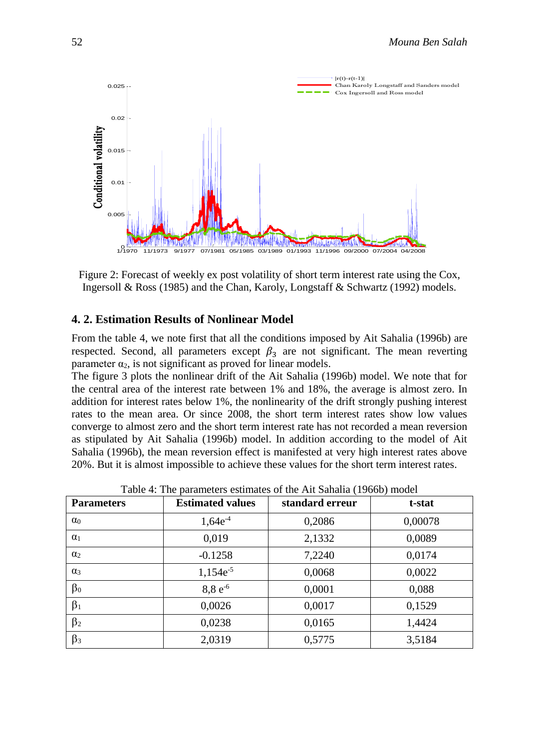Figure 2: Forecast of weekly ex post volatility of short term interest rate using the Cox, Ingersoll & Ross (1985) and the Chan, Karoly, Longstaff & Schwartz (1992) models.

### 4. 2. Estimation Results of Nonlinear Model

From the table 4, we note first that all the conditions imposed by Ait Sahalia (1996b) are respected. Second, all parameters except $\beta_3$ are not significant. The mean reverting parameter $\alpha_2$, is not significant as proved for linear models.

The figure 3 plots the nonlinear drift of the Ait Sahalia (1996b) model. We note that for the central area of the interest rate between 1% and 18%, the average is almost zero. In addition for interest rates below 1%, the nonlinearity of the drift strongly pushing interest rates to the mean area. Or since 2008, the short term interest rates show low values converge to almost zero and the short term interest rate has not recorded a mean reversion as stipulated by Ait Sahalia (1996b) model. In addition according to the model of Ait Sahalia (1996b), the mean reversion effect is manifested at very high interest rates above 20%. But it is almost impossible to achieve these values for the short term interest rates.

Table 4: The parameters estimates of the Ait Sahalia (1966b) model

| Parameters | Estimated values | standard erreur | t-stat |
|---|---|---|---|
| $\alpha_0$ | $1{,}64e^{-4}$ | 0,2086 | 0,00078 |
| $\alpha_1$ | 0,019 | 2,1332 | 0,0089 |
| $\alpha_2$ | -0.1258 | 7,2240 | 0,0174 |
| $\alpha_3$ | $1{,}154e^{-5}$ | 0,0068 | 0,0022 |
| $\beta_0$ | $8{,}8\ e^{-6}$ | 0,0001 | 0,088 |
| $\beta_1$ | 0,0026 | 0,0017 | 0,1529 |
| $\beta_2$ | 0,0238 | 0,0165 | 1,4424 |
| $\beta_3$ | 2,0319 | 0,5775 | 3,5184 |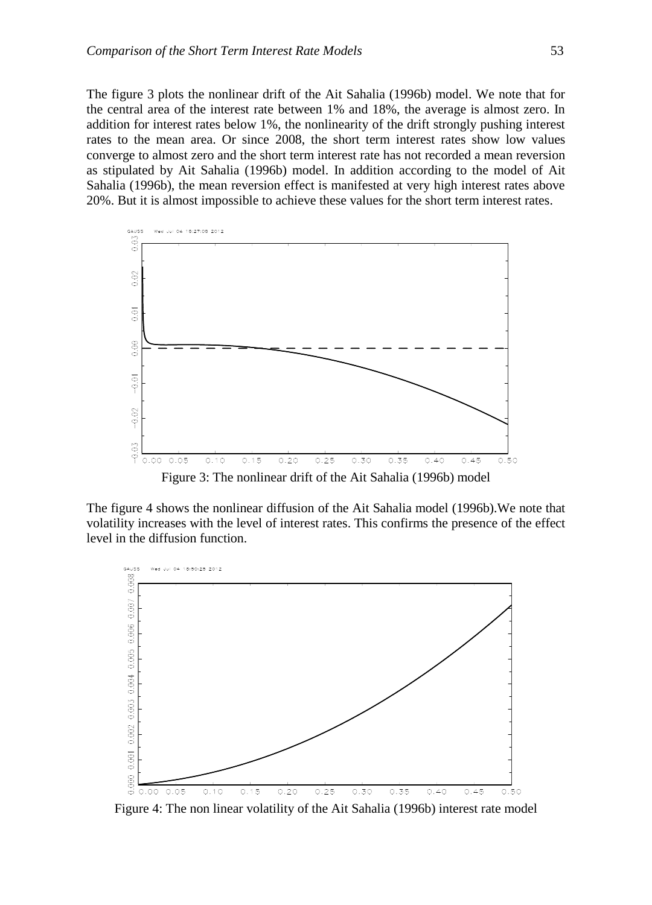The figure 3 plots the nonlinear drift of the Ait Sahalia (1996b) model. We note that for the central area of the interest rate between 1% and 18%, the average is almost zero. In addition for interest rates below 1%, the nonlinearity of the drift strongly pushing interest rates to the mean area. Or since 2008, the short term interest rates show low values converge to almost zero and the short term interest rate has not recorded a mean reversion as stipulated by Ait Sahalia (1996b) model. In addition according to the model of Ait Sahalia (1996b), the mean reversion effect is manifested at very high interest rates above 20%. But it is almost impossible to achieve these values for the short term interest rates.

Figure 3: The nonlinear drift of the Ait Sahalia (1996b) model

The figure 4 shows the nonlinear diffusion of the Ait Sahalia model (1996b).We note that volatility increases with the level of interest rates. This confirms the presence of the effect level in the diffusion function.

Figure 4: The non linear volatility of the Ait Sahalia (1996b) interest rate model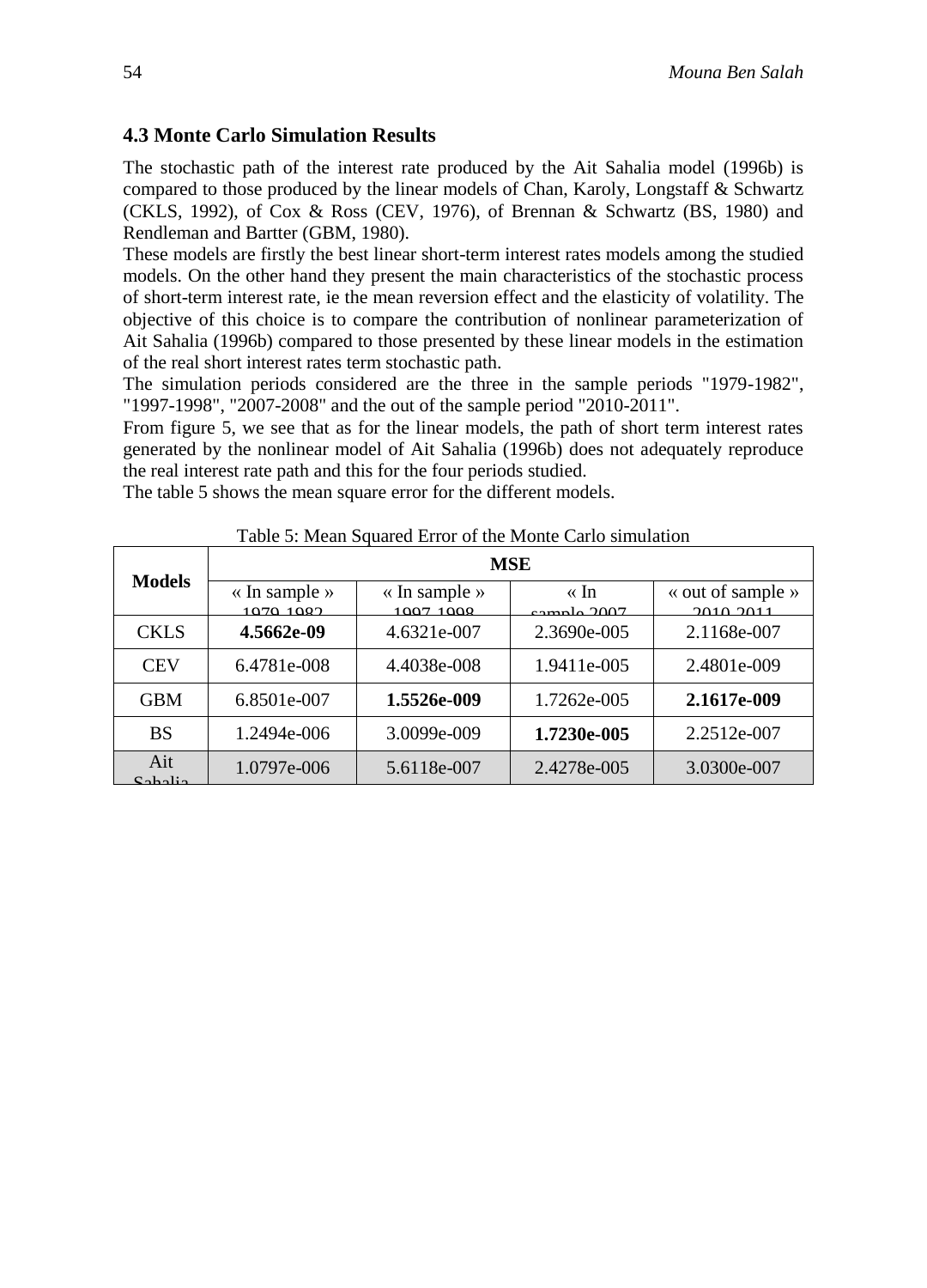### 4.3 Monte Carlo Simulation Results

The stochastic path of the interest rate produced by the Ait Sahalia model (1996b) is compared to those produced by the linear models of Chan, Karoly, Longstaff & Schwartz (CKLS, 1992), of Cox & Ross (CEV, 1976), of Brennan & Schwartz (BS, 1980) and Rendleman and Bartter (GBM, 1980).

These models are firstly the best linear short-term interest rates models among the studied models. On the other hand they present the main characteristics of the stochastic process of short-term interest rate, ie the mean reversion effect and the elasticity of volatility. The objective of this choice is to compare the contribution of nonlinear parameterization of Ait Sahalia (1996b) compared to those presented by these linear models in the estimation of the real short interest rates term stochastic path.

The simulation periods considered are the three in the sample periods "1979-1982", "1997-1998", "2007-2008" and the out of the sample period "2010-2011".

From figure 5, we see that as for the linear models, the path of short term interest rates generated by the nonlinear model of Ait Sahalia (1996b) does not adequately reproduce the real interest rate path and this for the four periods studied.

The table 5 shows the mean square error for the different models.

Table 5: Mean Squared Error of the Monte Carlo simulation

| Models | MSE | | | |
|---|---|---|---|---|
| | « In sample » 1979-1982 | « In sample » 1997-1998 | « In sample 2007- | « out of sample » 2010-2011 |
| CKLS | **4.5662e-09** | 4.6321e-007 | 2.3690e-005 | 2.1168e-007 |
| CEV | 6.4781e-008 | 4.4038e-008 | 1.9411e-005 | 2.4801e-009 |
| GBM | 6.8501e-007 | **1.5526e-009** | 1.7262e-005 | **2.1617e-009** |
| BS | 1.2494e-006 | 3.0099e-009 | **1.7230e-005** | 2.2512e-007 |
| Ait Sahalia | 1.0797e-006 | 5.6118e-007 | 2.4278e-005 | 3.0300e-007 |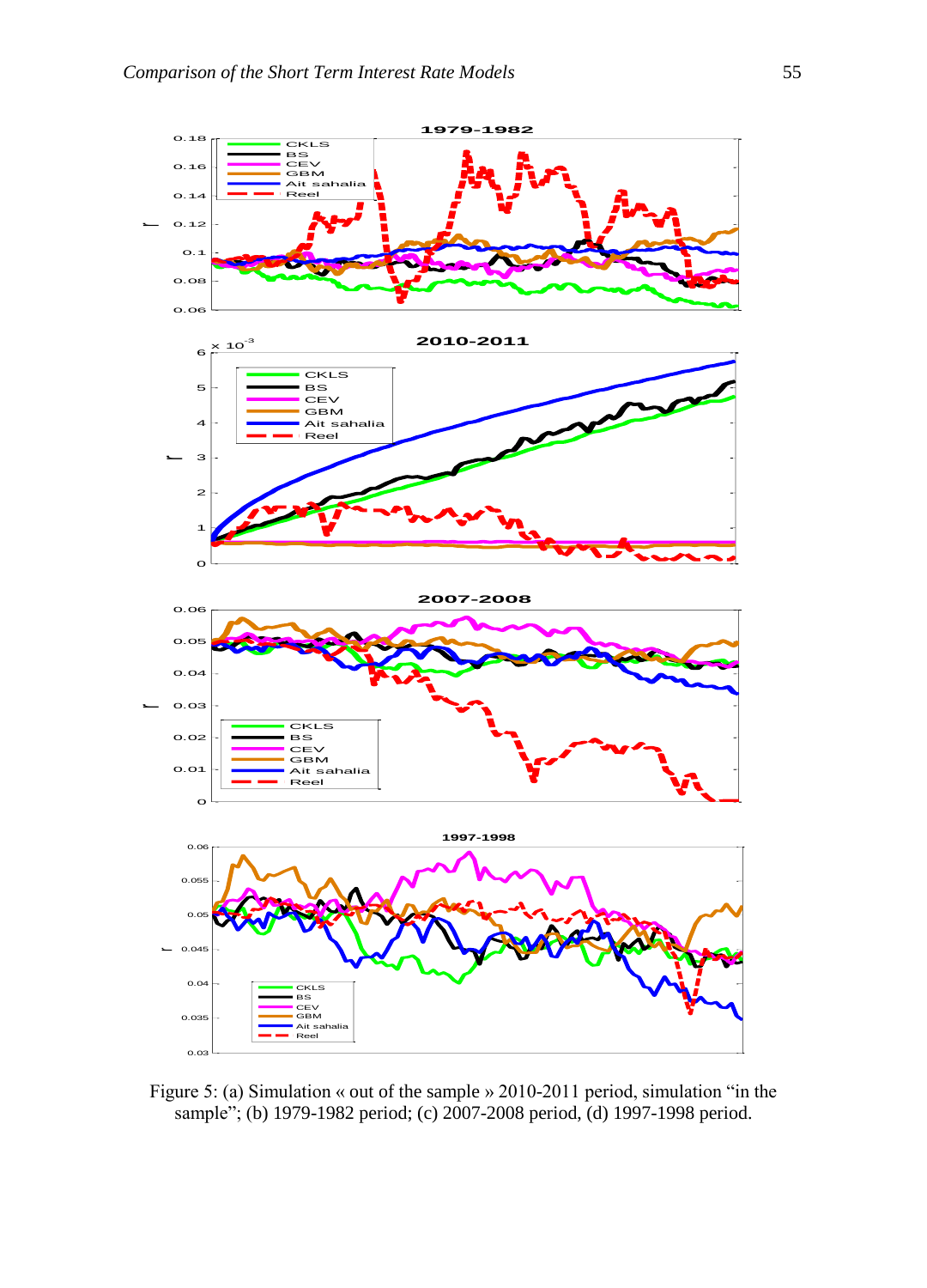Figure 5: (a) Simulation « out of the sample » 2010-2011 period, simulation “in the sample”; (b) 1979-1982 period; (c) 2007-2008 period, (d) 1997-1998 period.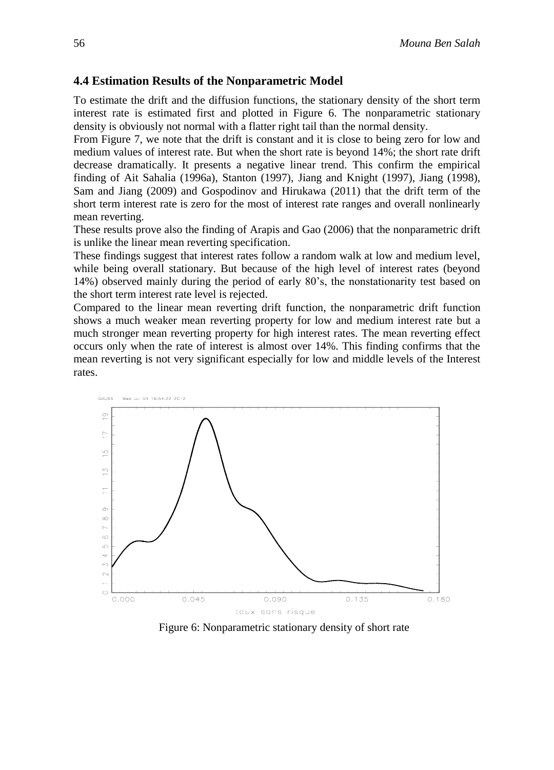### 4.4 Estimation Results of the Nonparametric Model

To estimate the drift and the diffusion functions, the stationary density of the short term interest rate is estimated first and plotted in Figure 6. The nonparametric stationary density is obviously not normal with a flatter right tail than the normal density.

From Figure 7, we note that the drift is constant and it is close to being zero for low and medium values of interest rate. But when the short rate is beyond 14%; the short rate drift decrease dramatically. It presents a negative linear trend. This confirm the empirical finding of Ait Sahalia (1996a), Stanton (1997), Jiang and Knight (1997), Jiang (1998), Sam and Jiang (2009) and Gospodinov and Hirukawa (2011) that the drift term of the short term interest rate is zero for the most of interest rate ranges and overall nonlinearly mean reverting.

These results prove also the finding of Arapis and Gao (2006) that the nonparametric drift is unlike the linear mean reverting specification.

These findings suggest that interest rates follow a random walk at low and medium level, while being overall stationary. But because of the high level of interest rates (beyond 14%) observed mainly during the period of early 80's, the nonstationarity test based on the short term interest rate level is rejected.

Compared to the linear mean reverting drift function, the nonparametric drift function shows a much weaker mean reverting property for low and medium interest rate but a much stronger mean reverting property for high interest rates. The mean reverting effect occurs only when the rate of interest is almost over 14%. This finding confirms that the mean reverting is not very significant especially for low and middle levels of the Interest rates.

Figure 6: Nonparametric stationary density of short rate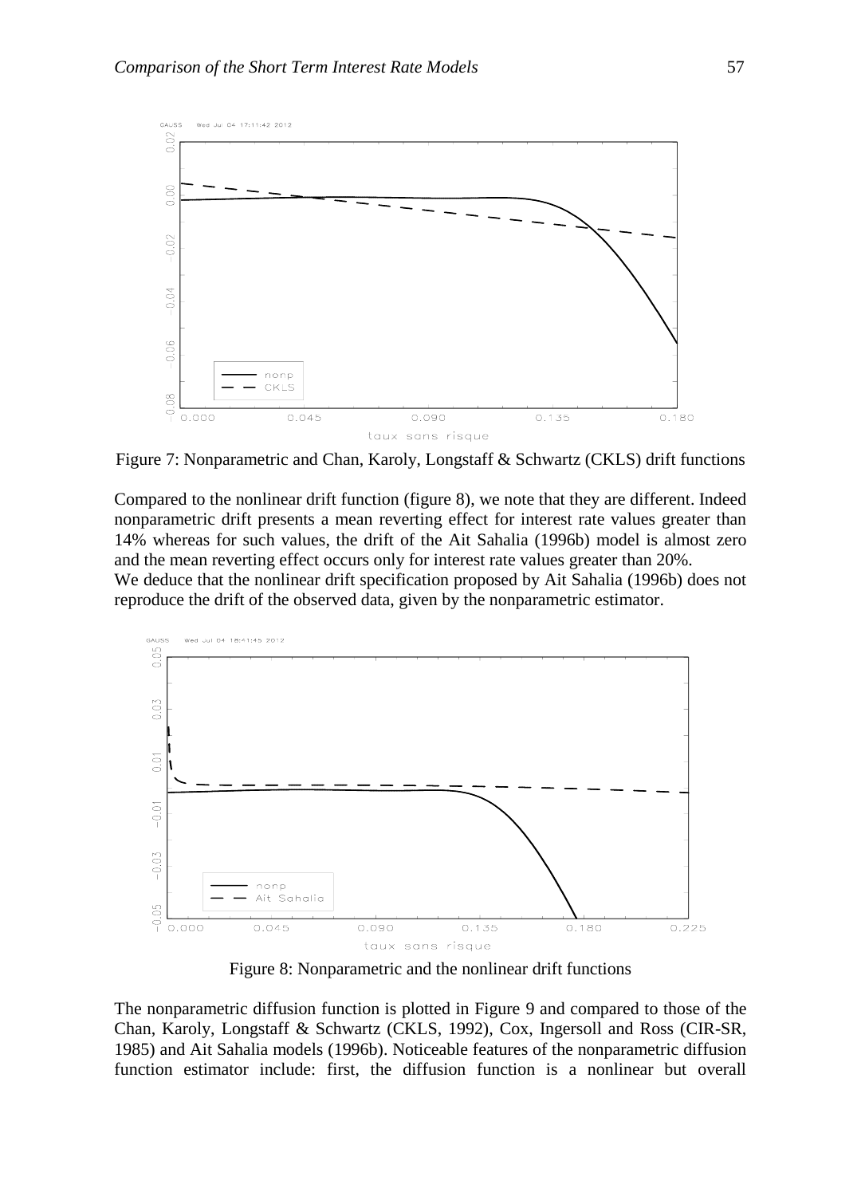Figure 7: Nonparametric and Chan, Karoly, Longstaff & Schwartz (CKLS) drift functions

Compared to the nonlinear drift function (figure 8), we note that they are different. Indeed nonparametric drift presents a mean reverting effect for interest rate values greater than 14% whereas for such values, the drift of the Ait Sahalia (1996b) model is almost zero and the mean reverting effect occurs only for interest rate values greater than 20%.
We deduce that the nonlinear drift specification proposed by Ait Sahalia (1996b) does not reproduce the drift of the observed data, given by the nonparametric estimator.

Figure 8: Nonparametric and the nonlinear drift functions

The nonparametric diffusion function is plotted in Figure 9 and compared to those of the Chan, Karoly, Longstaff & Schwartz (CKLS, 1992), Cox, Ingersoll and Ross (CIR-SR, 1985) and Ait Sahalia models (1996b). Noticeable features of the nonparametric diffusion function estimator include: first, the diffusion function is a nonlinear but overall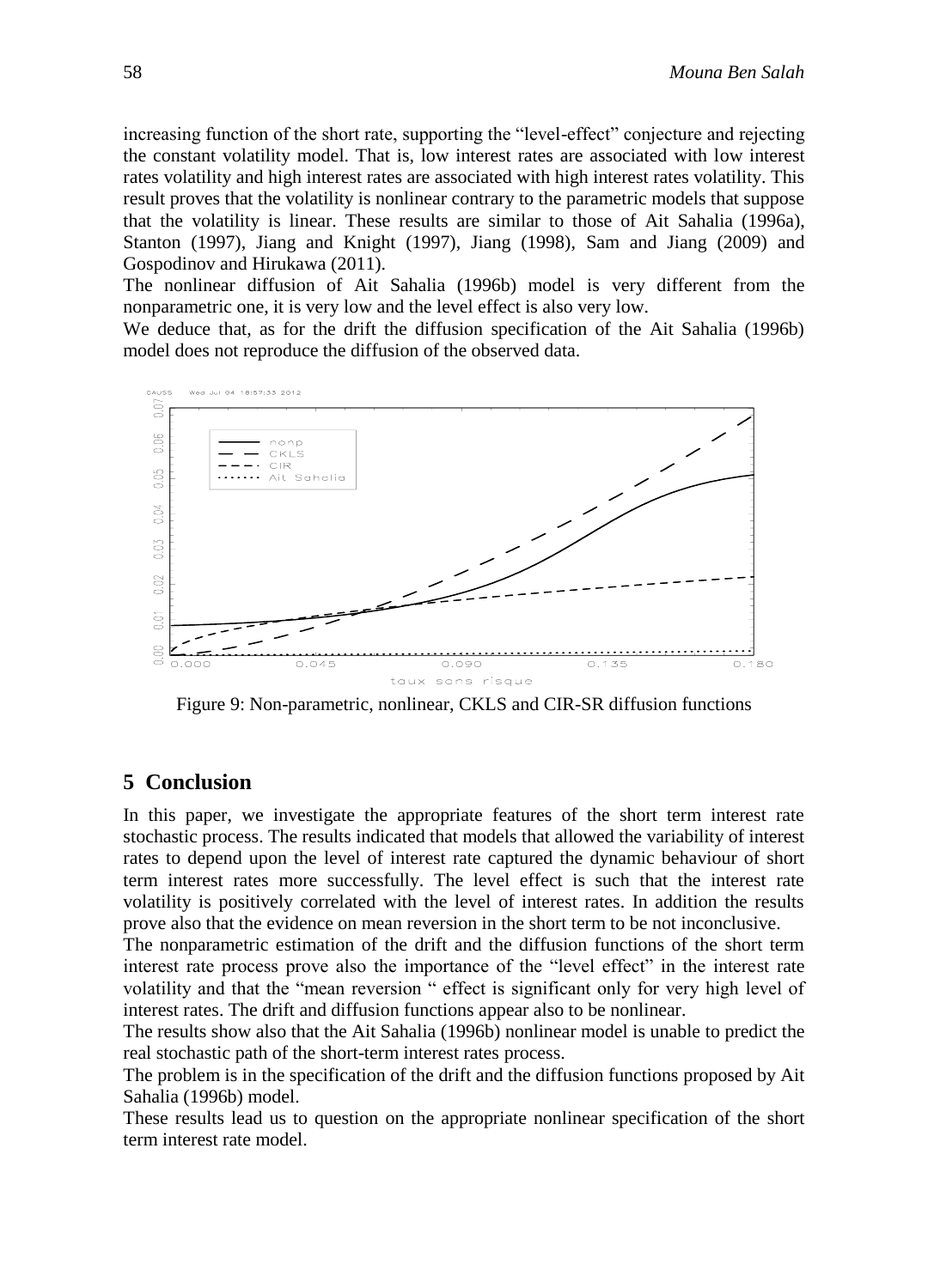increasing function of the short rate, supporting the "level-effect" conjecture and rejecting the constant volatility model. That is, low interest rates are associated with low interest rates volatility and high interest rates are associated with high interest rates volatility. This result proves that the volatility is nonlinear contrary to the parametric models that suppose that the volatility is linear. These results are similar to those of Ait Sahalia (1996a), Stanton (1997), Jiang and Knight (1997), Jiang (1998), Sam and Jiang (2009) and Gospodinov and Hirukawa (2011).

The nonlinear diffusion of Ait Sahalia (1996b) model is very different from the nonparametric one, it is very low and the level effect is also very low.

We deduce that, as for the drift the diffusion specification of the Ait Sahalia (1996b) model does not reproduce the diffusion of the observed data.

Figure 9: Non-parametric, nonlinear, CKLS and CIR-SR diffusion functions

## 5 Conclusion

In this paper, we investigate the appropriate features of the short term interest rate stochastic process. The results indicated that models that allowed the variability of interest rates to depend upon the level of interest rate captured the dynamic behaviour of short term interest rates more successfully. The level effect is such that the interest rate volatility is positively correlated with the level of interest rates. In addition the results prove also that the evidence on mean reversion in the short term to be not inconclusive.

The nonparametric estimation of the drift and the diffusion functions of the short term interest rate process prove also the importance of the "level effect" in the interest rate volatility and that the "mean reversion " effect is significant only for very high level of interest rates. The drift and diffusion functions appear also to be nonlinear.

The results show also that the Ait Sahalia (1996b) nonlinear model is unable to predict the real stochastic path of the short-term interest rates process.

The problem is in the specification of the drift and the diffusion functions proposed by Ait Sahalia (1996b) model.

These results lead us to question on the appropriate nonlinear specification of the short term interest rate model.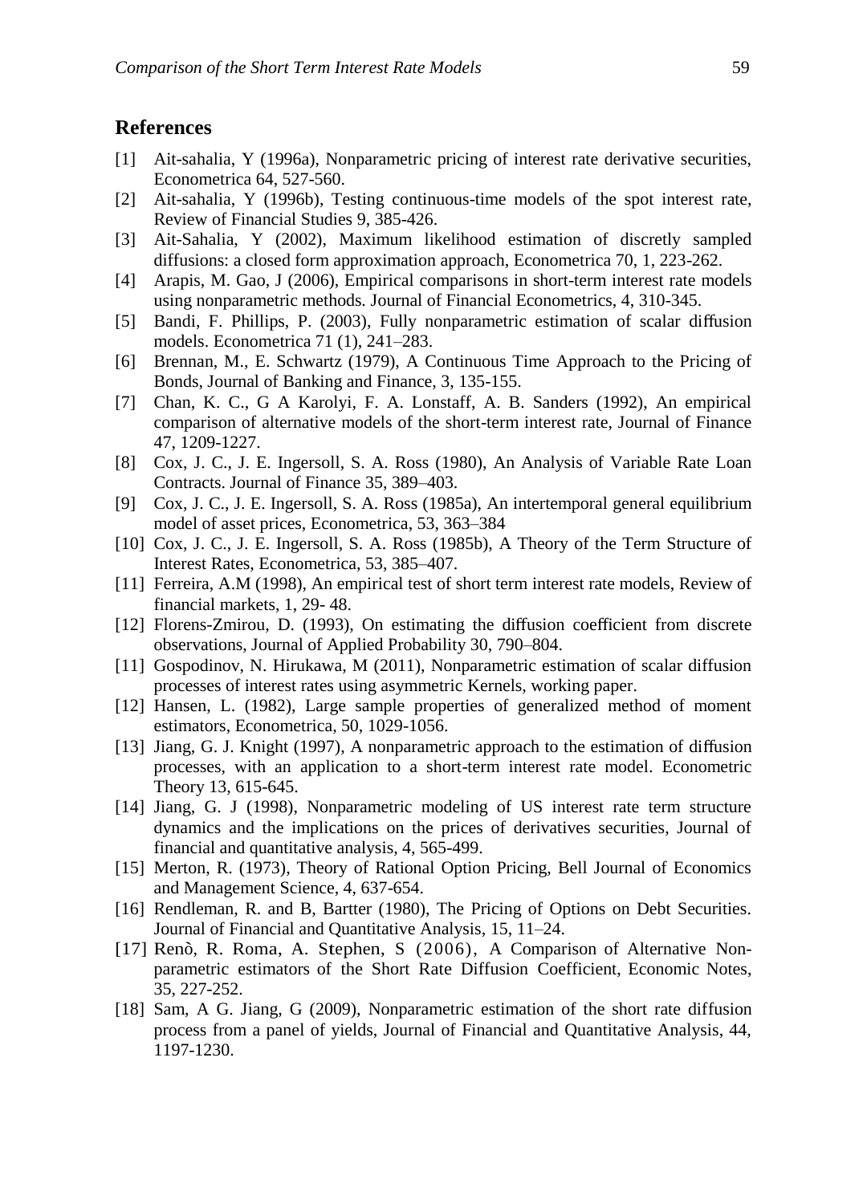## References

[1] Ait-sahalia, Y (1996a), Nonparametric pricing of interest rate derivative securities, Econometrica 64, 527-560.

[2] Ait-sahalia, Y (1996b), Testing continuous-time models of the spot interest rate, Review of Financial Studies 9, 385-426.

[3] Ait-Sahalia, Y (2002), Maximum likelihood estimation of discretly sampled diffusions: a closed form approximation approach, Econometrica 70, 1, 223-262.

[4] Arapis, M. Gao, J (2006), Empirical comparisons in short-term interest rate models using nonparametric methods. Journal of Financial Econometrics, 4, 310-345.

[5] Bandi, F. Phillips, P. (2003), Fully nonparametric estimation of scalar diffusion models. Econometrica 71 (1), 241–283.

[6] Brennan, M., E. Schwartz (1979), A Continuous Time Approach to the Pricing of Bonds, Journal of Banking and Finance, 3, 135-155.

[7] Chan, K. C., G A Karolyi, F. A. Lonstaff, A. B. Sanders (1992), An empirical comparison of alternative models of the short-term interest rate, Journal of Finance 47, 1209-1227.

[8] Cox, J. C., J. E. Ingersoll, S. A. Ross (1980), An Analysis of Variable Rate Loan Contracts. Journal of Finance 35, 389–403.

[9] Cox, J. C., J. E. Ingersoll, S. A. Ross (1985a), An intertemporal general equilibrium model of asset prices, Econometrica, 53, 363–384

[10] Cox, J. C., J. E. Ingersoll, S. A. Ross (1985b), A Theory of the Term Structure of Interest Rates, Econometrica, 53, 385–407.

[11] Ferreira, A.M (1998), An empirical test of short term interest rate models, Review of financial markets, 1, 29- 48.

[12] Florens-Zmirou, D. (1993), On estimating the diffusion coefficient from discrete observations, Journal of Applied Probability 30, 790–804.

[11] Gospodinov, N. Hirukawa, M (2011), Nonparametric estimation of scalar diffusion processes of interest rates using asymmetric Kernels, working paper.

[12] Hansen, L. (1982), Large sample properties of generalized method of moment estimators, Econometrica, 50, 1029-1056.

[13] Jiang, G. J. Knight (1997), A nonparametric approach to the estimation of diffusion processes, with an application to a short-term interest rate model. Econometric Theory 13, 615-645.

[14] Jiang, G. J (1998), Nonparametric modeling of US interest rate term structure dynamics and the implications on the prices of derivatives securities, Journal of financial and quantitative analysis, 4, 565-499.

[15] Merton, R. (1973), Theory of Rational Option Pricing, Bell Journal of Economics and Management Science, 4, 637-654.

[16] Rendleman, R. and B, Bartter (1980), The Pricing of Options on Debt Securities. Journal of Financial and Quantitative Analysis, 15, 11–24.

[17] Renò, R. Roma, A. Stephen, S (2006), A Comparison of Alternative Non-parametric estimators of the Short Rate Diffusion Coefficient, Economic Notes, 35, 227-252.

[18] Sam, A G. Jiang, G (2009), Nonparametric estimation of the short rate diffusion process from a panel of yields, Journal of Financial and Quantitative Analysis, 44, 1197-1230.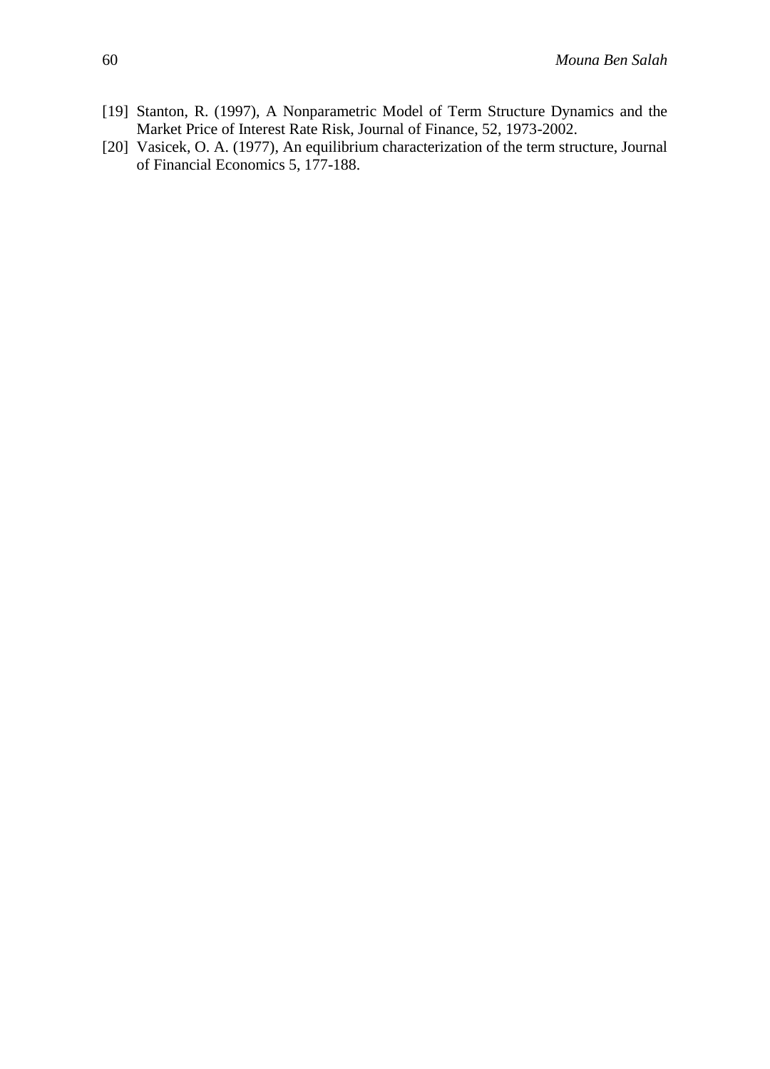[19] Stanton, R. (1997), A Nonparametric Model of Term Structure Dynamics and the Market Price of Interest Rate Risk, Journal of Finance, 52, 1973-2002.

[20] Vasicek, O. A. (1977), An equilibrium characterization of the term structure, Journal of Financial Economics 5, 177-188.